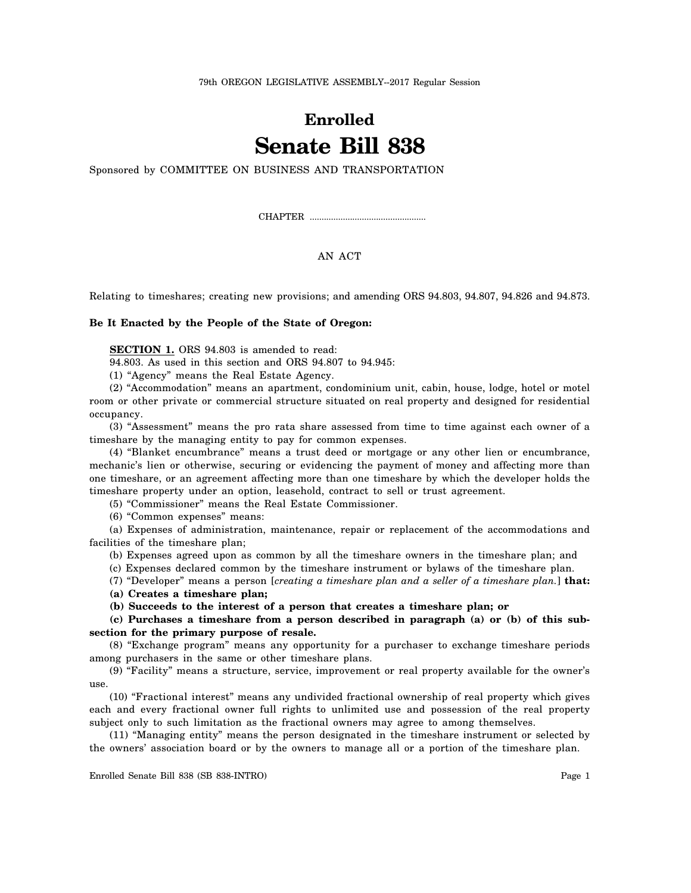79th OREGON LEGISLATIVE ASSEMBLY--2017 Regular Session

# Enrolled
# Senate Bill 838

Sponsored by COMMITTEE ON BUSINESS AND TRANSPORTATION

CHAPTER ................................................

AN ACT

Relating to timeshares; creating new provisions; and amending ORS 94.803, 94.807, 94.826 and 94.873.

**Be It Enacted by the People of the State of Oregon:**

**SECTION 1.** ORS 94.803 is amended to read:

94.803. As used in this section and ORS 94.807 to 94.945:

(1) "Agency" means the Real Estate Agency.

(2) "Accommodation" means an apartment, condominium unit, cabin, house, lodge, hotel or motel room or other private or commercial structure situated on real property and designed for residential occupancy.

(3) "Assessment" means the pro rata share assessed from time to time against each owner of a timeshare by the managing entity to pay for common expenses.

(4) "Blanket encumbrance" means a trust deed or mortgage or any other lien or encumbrance, mechanic's lien or otherwise, securing or evidencing the payment of money and affecting more than one timeshare, or an agreement affecting more than one timeshare by which the developer holds the timeshare property under an option, leasehold, contract to sell or trust agreement.

(5) "Commissioner" means the Real Estate Commissioner.

(6) "Common expenses" means:

(a) Expenses of administration, maintenance, repair or replacement of the accommodations and facilities of the timeshare plan;

(b) Expenses agreed upon as common by all the timeshare owners in the timeshare plan; and

(c) Expenses declared common by the timeshare instrument or bylaws of the timeshare plan.

(7) "Developer" means a person [*creating a timeshare plan and a seller of a timeshare plan.*] **that:**

**(a) Creates a timeshare plan;**

**(b) Succeeds to the interest of a person that creates a timeshare plan; or**

**(c) Purchases a timeshare from a person described in paragraph (a) or (b) of this subsection for the primary purpose of resale.**

(8) "Exchange program" means any opportunity for a purchaser to exchange timeshare periods among purchasers in the same or other timeshare plans.

(9) "Facility" means a structure, service, improvement or real property available for the owner's use.

(10) "Fractional interest" means any undivided fractional ownership of real property which gives each and every fractional owner full rights to unlimited use and possession of the real property subject only to such limitation as the fractional owners may agree to among themselves.

(11) "Managing entity" means the person designated in the timeshare instrument or selected by the owners' association board or by the owners to manage all or a portion of the timeshare plan.

Enrolled Senate Bill 838 (SB 838-INTRO)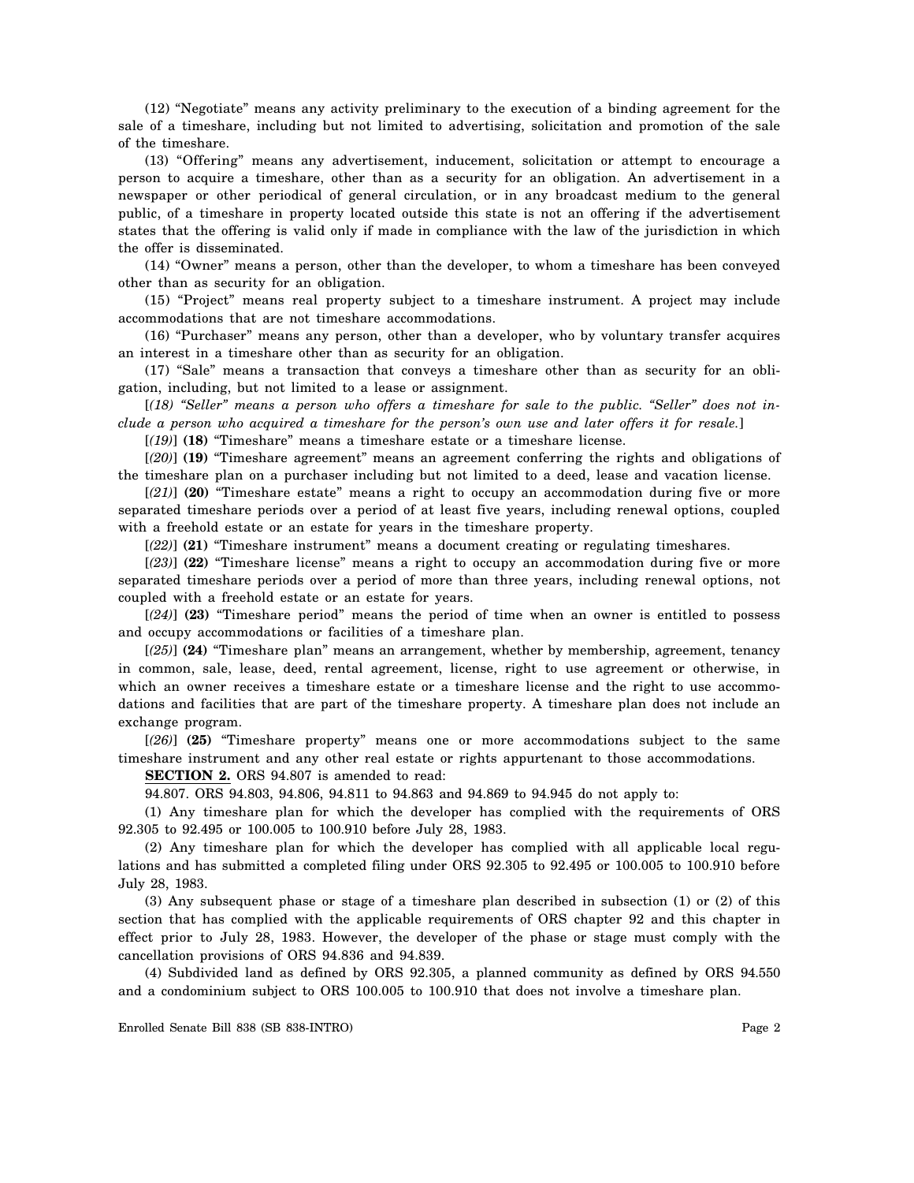(12) "Negotiate" means any activity preliminary to the execution of a binding agreement for the sale of a timeshare, including but not limited to advertising, solicitation and promotion of the sale of the timeshare.

(13) "Offering" means any advertisement, inducement, solicitation or attempt to encourage a person to acquire a timeshare, other than as a security for an obligation. An advertisement in a newspaper or other periodical of general circulation, or in any broadcast medium to the general public, of a timeshare in property located outside this state is not an offering if the advertisement states that the offering is valid only if made in compliance with the law of the jurisdiction in which the offer is disseminated.

(14) "Owner" means a person, other than the developer, to whom a timeshare has been conveyed other than as security for an obligation.

(15) "Project" means real property subject to a timeshare instrument. A project may include accommodations that are not timeshare accommodations.

(16) "Purchaser" means any person, other than a developer, who by voluntary transfer acquires an interest in a timeshare other than as security for an obligation.

(17) "Sale" means a transaction that conveys a timeshare other than as security for an obligation, including, but not limited to a lease or assignment.

[*(18) "Seller" means a person who offers a timeshare for sale to the public. "Seller" does not include a person who acquired a timeshare for the person's own use and later offers it for resale.*]

[*(19)*] **(18)** "Timeshare" means a timeshare estate or a timeshare license.

[*(20)*] **(19)** "Timeshare agreement" means an agreement conferring the rights and obligations of the timeshare plan on a purchaser including but not limited to a deed, lease and vacation license.

[*(21)*] **(20)** "Timeshare estate" means a right to occupy an accommodation during five or more separated timeshare periods over a period of at least five years, including renewal options, coupled with a freehold estate or an estate for years in the timeshare property.

[*(22)*] **(21)** "Timeshare instrument" means a document creating or regulating timeshares.

[*(23)*] **(22)** "Timeshare license" means a right to occupy an accommodation during five or more separated timeshare periods over a period of more than three years, including renewal options, not coupled with a freehold estate or an estate for years.

[*(24)*] **(23)** "Timeshare period" means the period of time when an owner is entitled to possess and occupy accommodations or facilities of a timeshare plan.

[*(25)*] **(24)** "Timeshare plan" means an arrangement, whether by membership, agreement, tenancy in common, sale, lease, deed, rental agreement, license, right to use agreement or otherwise, in which an owner receives a timeshare estate or a timeshare license and the right to use accommodations and facilities that are part of the timeshare property. A timeshare plan does not include an exchange program.

[*(26)*] **(25)** "Timeshare property" means one or more accommodations subject to the same timeshare instrument and any other real estate or rights appurtenant to those accommodations.

**SECTION 2.** ORS 94.807 is amended to read:

94.807. ORS 94.803, 94.806, 94.811 to 94.863 and 94.869 to 94.945 do not apply to:

(1) Any timeshare plan for which the developer has complied with the requirements of ORS 92.305 to 92.495 or 100.005 to 100.910 before July 28, 1983.

(2) Any timeshare plan for which the developer has complied with all applicable local regulations and has submitted a completed filing under ORS 92.305 to 92.495 or 100.005 to 100.910 before July 28, 1983.

(3) Any subsequent phase or stage of a timeshare plan described in subsection (1) or (2) of this section that has complied with the applicable requirements of ORS chapter 92 and this chapter in effect prior to July 28, 1983. However, the developer of the phase or stage must comply with the cancellation provisions of ORS 94.836 and 94.839.

(4) Subdivided land as defined by ORS 92.305, a planned community as defined by ORS 94.550 and a condominium subject to ORS 100.005 to 100.910 that does not involve a timeshare plan.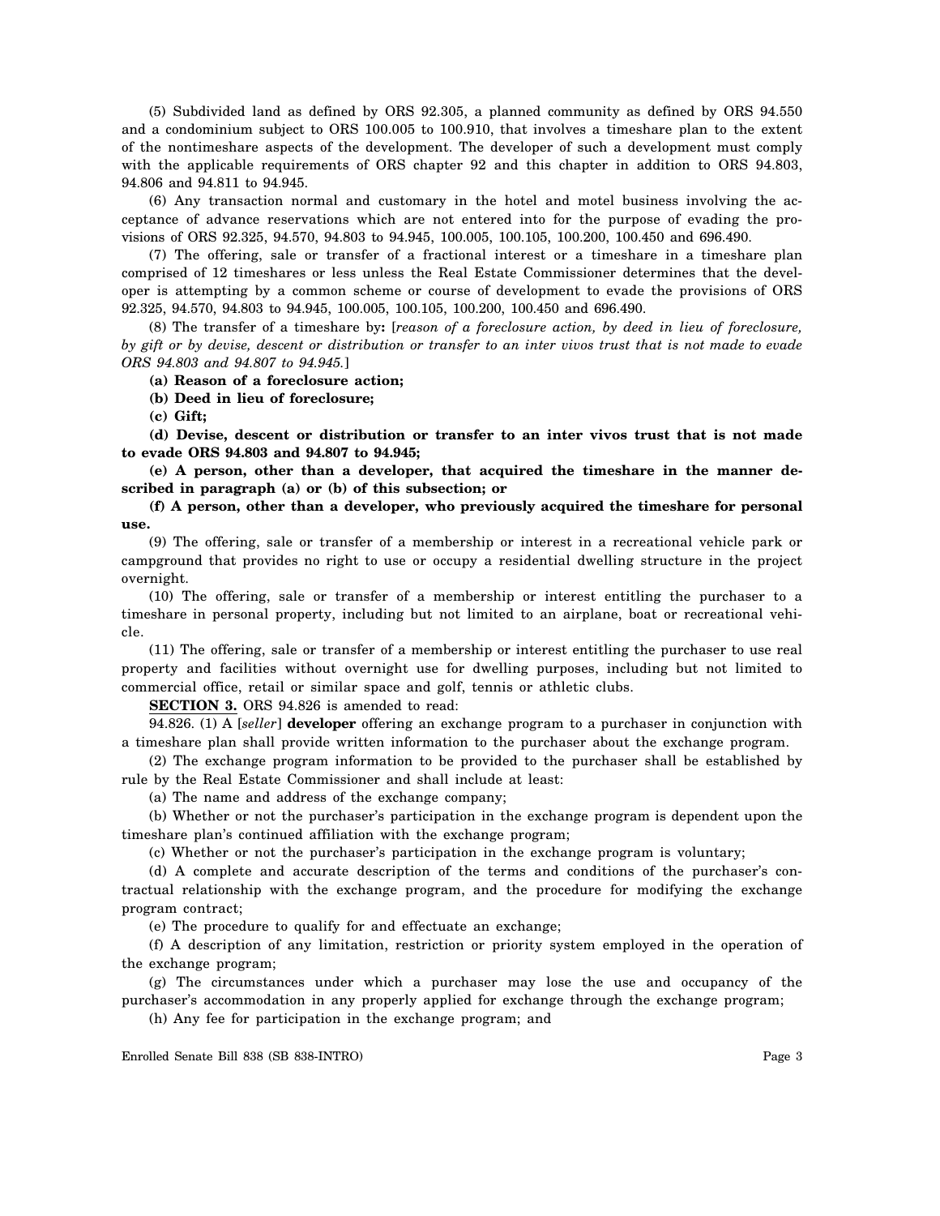(5) Subdivided land as defined by ORS 92.305, a planned community as defined by ORS 94.550 and a condominium subject to ORS 100.005 to 100.910, that involves a timeshare plan to the extent of the nontimeshare aspects of the development. The developer of such a development must comply with the applicable requirements of ORS chapter 92 and this chapter in addition to ORS 94.803, 94.806 and 94.811 to 94.945.

(6) Any transaction normal and customary in the hotel and motel business involving the acceptance of advance reservations which are not entered into for the purpose of evading the provisions of ORS 92.325, 94.570, 94.803 to 94.945, 100.005, 100.105, 100.200, 100.450 and 696.490.

(7) The offering, sale or transfer of a fractional interest or a timeshare in a timeshare plan comprised of 12 timeshares or less unless the Real Estate Commissioner determines that the developer is attempting by a common scheme or course of development to evade the provisions of ORS 92.325, 94.570, 94.803 to 94.945, 100.005, 100.105, 100.200, 100.450 and 696.490.

(8) The transfer of a timeshare by**:** [*reason of a foreclosure action, by deed in lieu of foreclosure, by gift or by devise, descent or distribution or transfer to an inter vivos trust that is not made to evade ORS 94.803 and 94.807 to 94.945.*]

**(a) Reason of a foreclosure action;**

**(b) Deed in lieu of foreclosure;**

**(c) Gift;**

**(d) Devise, descent or distribution or transfer to an inter vivos trust that is not made to evade ORS 94.803 and 94.807 to 94.945;**

**(e) A person, other than a developer, that acquired the timeshare in the manner described in paragraph (a) or (b) of this subsection; or**

**(f) A person, other than a developer, who previously acquired the timeshare for personal use.**

(9) The offering, sale or transfer of a membership or interest in a recreational vehicle park or campground that provides no right to use or occupy a residential dwelling structure in the project overnight.

(10) The offering, sale or transfer of a membership or interest entitling the purchaser to a timeshare in personal property, including but not limited to an airplane, boat or recreational vehicle.

(11) The offering, sale or transfer of a membership or interest entitling the purchaser to use real property and facilities without overnight use for dwelling purposes, including but not limited to commercial office, retail or similar space and golf, tennis or athletic clubs.

**SECTION 3.** ORS 94.826 is amended to read:

94.826. (1) A [*seller*] **developer** offering an exchange program to a purchaser in conjunction with a timeshare plan shall provide written information to the purchaser about the exchange program.

(2) The exchange program information to be provided to the purchaser shall be established by rule by the Real Estate Commissioner and shall include at least:

(a) The name and address of the exchange company;

(b) Whether or not the purchaser's participation in the exchange program is dependent upon the timeshare plan's continued affiliation with the exchange program;

(c) Whether or not the purchaser's participation in the exchange program is voluntary;

(d) A complete and accurate description of the terms and conditions of the purchaser's contractual relationship with the exchange program, and the procedure for modifying the exchange program contract;

(e) The procedure to qualify for and effectuate an exchange;

(f) A description of any limitation, restriction or priority system employed in the operation of the exchange program;

(g) The circumstances under which a purchaser may lose the use and occupancy of the purchaser's accommodation in any properly applied for exchange through the exchange program;

(h) Any fee for participation in the exchange program; and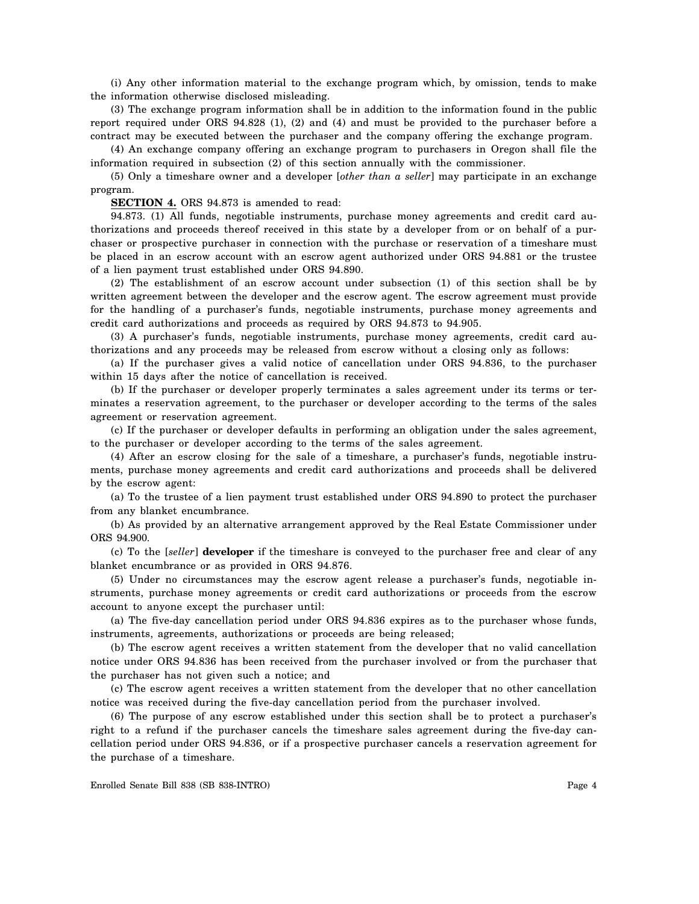(i) Any other information material to the exchange program which, by omission, tends to make the information otherwise disclosed misleading.

(3) The exchange program information shall be in addition to the information found in the public report required under ORS 94.828 (1), (2) and (4) and must be provided to the purchaser before a contract may be executed between the purchaser and the company offering the exchange program.

(4) An exchange company offering an exchange program to purchasers in Oregon shall file the information required in subsection (2) of this section annually with the commissioner.

(5) Only a timeshare owner and a developer [*other than a seller*] may participate in an exchange program.

**SECTION 4.** ORS 94.873 is amended to read:

94.873. (1) All funds, negotiable instruments, purchase money agreements and credit card authorizations and proceeds thereof received in this state by a developer from or on behalf of a purchaser or prospective purchaser in connection with the purchase or reservation of a timeshare must be placed in an escrow account with an escrow agent authorized under ORS 94.881 or the trustee of a lien payment trust established under ORS 94.890.

(2) The establishment of an escrow account under subsection (1) of this section shall be by written agreement between the developer and the escrow agent. The escrow agreement must provide for the handling of a purchaser's funds, negotiable instruments, purchase money agreements and credit card authorizations and proceeds as required by ORS 94.873 to 94.905.

(3) A purchaser's funds, negotiable instruments, purchase money agreements, credit card authorizations and any proceeds may be released from escrow without a closing only as follows:

(a) If the purchaser gives a valid notice of cancellation under ORS 94.836, to the purchaser within 15 days after the notice of cancellation is received.

(b) If the purchaser or developer properly terminates a sales agreement under its terms or terminates a reservation agreement, to the purchaser or developer according to the terms of the sales agreement or reservation agreement.

(c) If the purchaser or developer defaults in performing an obligation under the sales agreement, to the purchaser or developer according to the terms of the sales agreement.

(4) After an escrow closing for the sale of a timeshare, a purchaser's funds, negotiable instruments, purchase money agreements and credit card authorizations and proceeds shall be delivered by the escrow agent:

(a) To the trustee of a lien payment trust established under ORS 94.890 to protect the purchaser from any blanket encumbrance.

(b) As provided by an alternative arrangement approved by the Real Estate Commissioner under ORS 94.900.

(c) To the [*seller*] **developer** if the timeshare is conveyed to the purchaser free and clear of any blanket encumbrance or as provided in ORS 94.876.

(5) Under no circumstances may the escrow agent release a purchaser's funds, negotiable instruments, purchase money agreements or credit card authorizations or proceeds from the escrow account to anyone except the purchaser until:

(a) The five-day cancellation period under ORS 94.836 expires as to the purchaser whose funds, instruments, agreements, authorizations or proceeds are being released;

(b) The escrow agent receives a written statement from the developer that no valid cancellation notice under ORS 94.836 has been received from the purchaser involved or from the purchaser that the purchaser has not given such a notice; and

(c) The escrow agent receives a written statement from the developer that no other cancellation notice was received during the five-day cancellation period from the purchaser involved.

(6) The purpose of any escrow established under this section shall be to protect a purchaser's right to a refund if the purchaser cancels the timeshare sales agreement during the five-day cancellation period under ORS 94.836, or if a prospective purchaser cancels a reservation agreement for the purchase of a timeshare.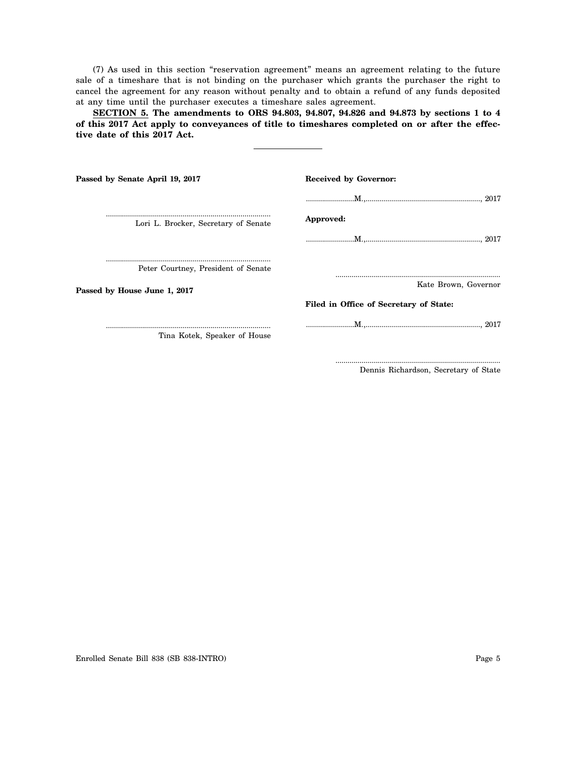(7) As used in this section "reservation agreement" means an agreement relating to the future sale of a timeshare that is not binding on the purchaser which grants the purchaser the right to cancel the agreement for any reason without penalty and to obtain a refund of any funds deposited at any time until the purchaser executes a timeshare sales agreement.

**SECTION 5. The amendments to ORS 94.803, 94.807, 94.826 and 94.873 by sections 1 to 4 of this 2017 Act apply to conveyances of title to timeshares completed on or after the effective date of this 2017 Act.**

---

**Passed by Senate April 19, 2017**

..................................................................................
Lori L. Brocker, Secretary of Senate

..................................................................................
Peter Courtney, President of Senate

**Passed by House June 1, 2017**

..................................................................................
Tina Kotek, Speaker of House

**Received by Governor:**

........................M.,........................................................., 2017

**Approved:**

........................M.,........................................................., 2017

..................................................................................
Kate Brown, Governor

**Filed in Office of Secretary of State:**

........................M.,........................................................., 2017

..................................................................................
Dennis Richardson, Secretary of State

Enrolled Senate Bill 838 (SB 838-INTRO)